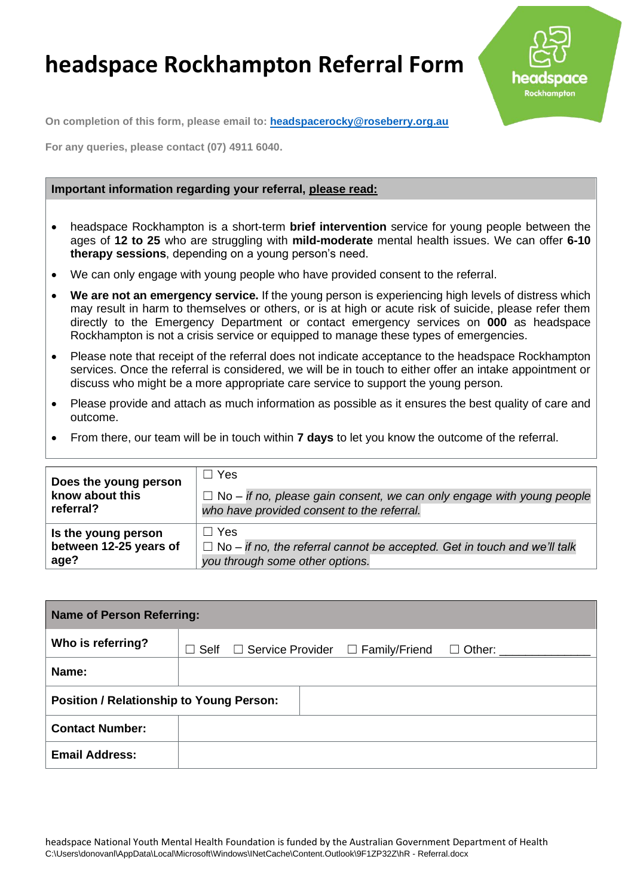# headspace Rockhampton Referral Form

On completion of this form, please email to: **headspacerocky@roseberry.org.au**

For any queries, please contact (07) 4911 6040.

| **Important information regarding your referral, please read:** |
|---|

- headspace Rockhampton is a short-term **brief intervention** service for young people between the ages of **12 to 25** who are struggling with **mild-moderate** mental health issues. We can offer **6-10 therapy sessions**, depending on a young person's need.
- We can only engage with young people who have provided consent to the referral.
- **We are not an emergency service.** If the young person is experiencing high levels of distress which may result in harm to themselves or others, or is at high or acute risk of suicide, please refer them directly to the Emergency Department or contact emergency services on **000** as headspace Rockhampton is not a crisis service or equipped to manage these types of emergencies.
- Please note that receipt of the referral does not indicate acceptance to the headspace Rockhampton services. Once the referral is considered, we will be in touch to either offer an intake appointment or discuss who might be a more appropriate care service to support the young person.
- Please provide and attach as much information as possible as it ensures the best quality of care and outcome.
- From there, our team will be in touch within **7 days** to let you know the outcome of the referral.

| | |
|---|---|
| **Does the young person know about this referral?** | ☐ Yes<br>☐ No – *if no, please gain consent, we can only engage with young people who have provided consent to the referral.* |
| **Is the young person between 12-25 years of age?** | ☐ Yes<br>☐ No – *if no, the referral cannot be accepted. Get in touch and we'll talk you through some other options.* |

| **Name of Person Referring:** | |
|---|---|
| **Who is referring?** | ☐ Self ☐ Service Provider ☐ Family/Friend ☐ Other: _____________ |
| **Name:** | |
| **Position / Relationship to Young Person:** | |
| **Contact Number:** | |
| **Email Address:** | |

headspace National Youth Mental Health Foundation is funded by the Australian Government Department of Health
C:\Users\donovanl\AppData\Local\Microsoft\Windows\INetCache\Content.Outlook\9F1ZP32Z\hR - Referral.docx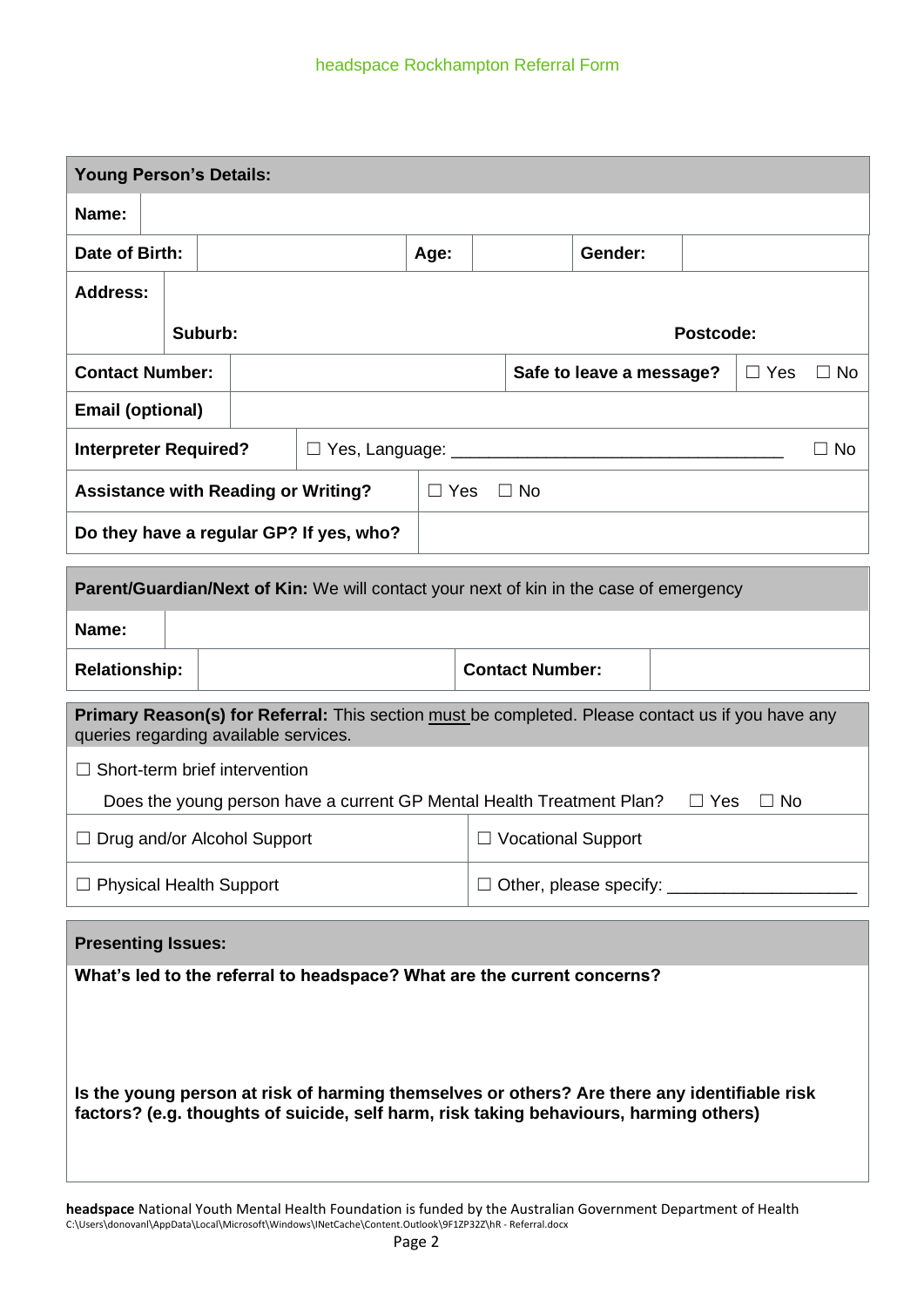headspace Rockhampton Referral Form

| Young Person's Details: | | | | | |
|---|---|---|---|---|---|
| **Name:** | | | | | |
| **Date of Birth:** | | **Age:** | | **Gender:** | |
| **Address:** | | | | | |
| | **Suburb:** | | | **Postcode:** | |
| **Contact Number:** | | | **Safe to leave a message?** | ☐ Yes ☐ No | |
| **Email (optional)** | | | | | |
| **Interpreter Required?** | ☐ Yes, Language: ___________________________________ | | | | ☐ No |
| **Assistance with Reading or Writing?** | ☐ Yes ☐ No | | | | |
| **Do they have a regular GP? If yes, who?** | | | | | |

| **Parent/Guardian/Next of Kin:** We will contact your next of kin in the case of emergency | | | |
|---|---|---|---|
| **Name:** | | | |
| **Relationship:** | | **Contact Number:** | |

| **Primary Reason(s) for Referral:** This section must be completed. Please contact us if you have any queries regarding available services. | |
|---|---|
| ☐ Short-term brief intervention<br>Does the young person have a current GP Mental Health Treatment Plan? ☐ Yes ☐ No | |
| ☐ Drug and/or Alcohol Support | ☐ Vocational Support |
| ☐ Physical Health Support | ☐ Other, please specify: ____________________ |

| **Presenting Issues:** |
|---|
| **What's led to the referral to headspace? What are the current concerns?** |
| **Is the young person at risk of harming themselves or others? Are there any identifiable risk factors? (e.g. thoughts of suicide, self harm, risk taking behaviours, harming others)** |

**headspace** National Youth Mental Health Foundation is funded by the Australian Government Department of Health
C:\Users\donovanl\AppData\Local\Microsoft\Windows\INetCache\Content.Outlook\9F1ZP32Z\hR - Referral.docx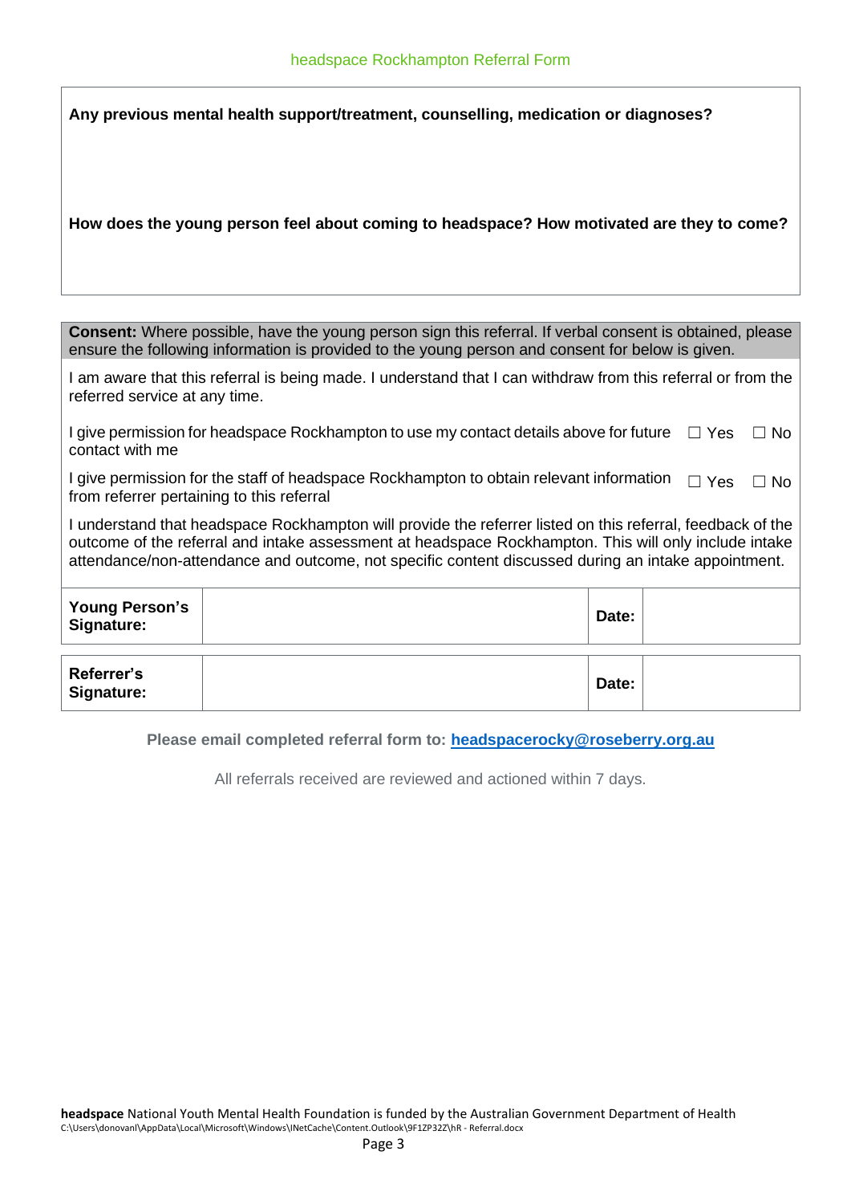**Any previous mental health support/treatment, counselling, medication or diagnoses?**

**How does the young person feel about coming to headspace? How motivated are they to come?**

**Consent:** Where possible, have the young person sign this referral. If verbal consent is obtained, please ensure the following information is provided to the young person and consent for below is given.

I am aware that this referral is being made. I understand that I can withdraw from this referral or from the referred service at any time.

| | |
|---|---|
| I give permission for headspace Rockhampton to use my contact details above for future contact with me | ☐ Yes ☐ No |
| I give permission for the staff of headspace Rockhampton to obtain relevant information from referrer pertaining to this referral | ☐ Yes ☐ No |

I understand that headspace Rockhampton will provide the referrer listed on this referral, feedback of the outcome of the referral and intake assessment at headspace Rockhampton. This will only include intake attendance/non-attendance and outcome, not specific content discussed during an intake appointment.

| | | | |
|---|---|---|---|
| **Young Person's Signature:** | | **Date:** | |

| | | | |
|---|---|---|---|
| **Referrer's Signature:** | | **Date:** | |

**Please email completed referral form to: headspacerocky@roseberry.org.au**

All referrals received are reviewed and actioned within 7 days.

**headspace** National Youth Mental Health Foundation is funded by the Australian Government Department of Health

C:\Users\donovanl\AppData\Local\Microsoft\Windows\INetCache\Content.Outlook\9F1ZP32Z\hR - Referral.docx